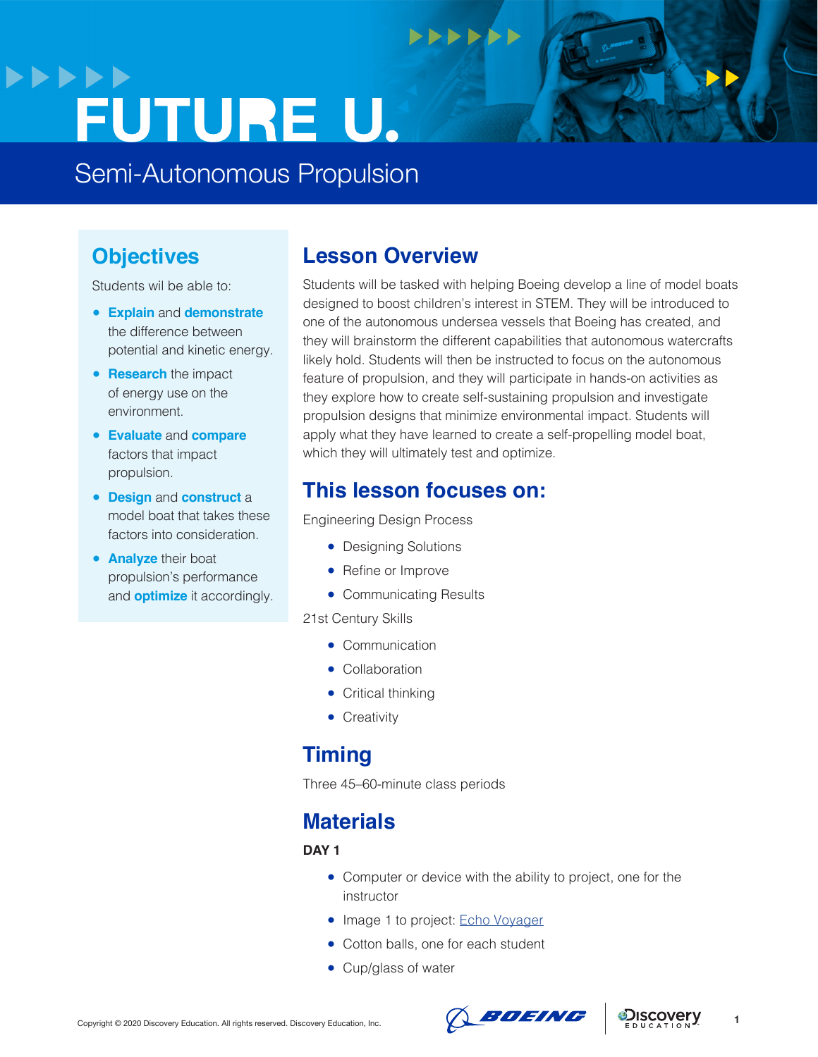# FUTURE U.

## Semi-Autonomous Propulsion

## Objectives

Students wil be able to:

- **Explain** and **demonstrate** the difference between potential and kinetic energy.
- **Research** the impact of energy use on the environment.
- **Evaluate** and **compare** factors that impact propulsion.
- **Design** and **construct** a model boat that takes these factors into consideration.
- **Analyze** their boat propulsion's performance and **optimize** it accordingly.

## Lesson Overview

Students will be tasked with helping Boeing develop a line of model boats designed to boost children's interest in STEM. They will be introduced to one of the autonomous undersea vessels that Boeing has created, and they will brainstorm the different capabilities that autonomous watercrafts likely hold. Students will then be instructed to focus on the autonomous feature of propulsion, and they will participate in hands-on activities as they explore how to create self-sustaining propulsion and investigate propulsion designs that minimize environmental impact. Students will apply what they have learned to create a self-propelling model boat, which they will ultimately test and optimize.

## This lesson focuses on:

Engineering Design Process

- Designing Solutions
- Refine or Improve
- Communicating Results

21st Century Skills

- Communication
- Collaboration
- Critical thinking
- Creativity

## Timing

Three 45–60-minute class periods

## Materials

**DAY 1**

- Computer or device with the ability to project, one for the instructor
- Image 1 to project: [Echo Voyager]
- Cotton balls, one for each student
- Cup/glass of water

Copyright © 2020 Discovery Education. All rights reserved. Discovery Education, Inc.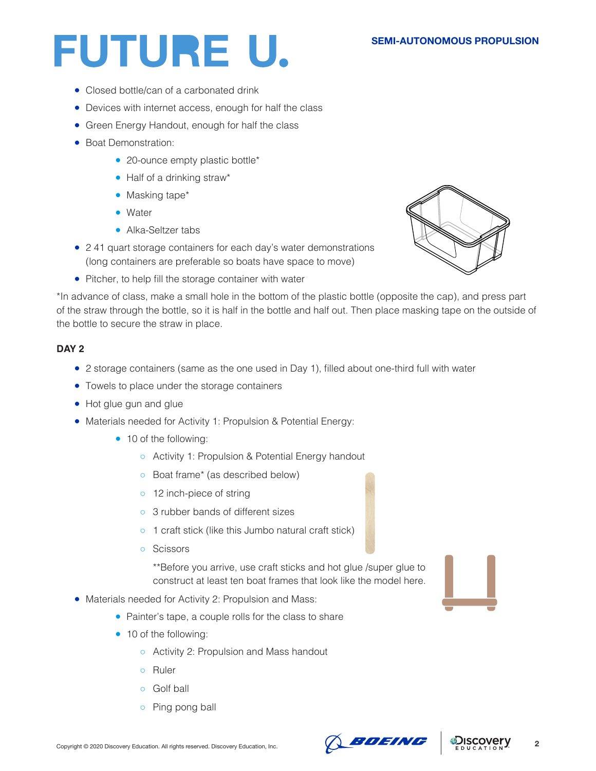- Closed bottle/can of a carbonated drink
- Devices with internet access, enough for half the class
- Green Energy Handout, enough for half the class
- Boat Demonstration:
    - 20-ounce empty plastic bottle*
    - Half of a drinking straw*
    - Masking tape*
    - Water
    - Alka-Seltzer tabs
- 2 41 quart storage containers for each day's water demonstrations (long containers are preferable so boats have space to move)
- Pitcher, to help fill the storage container with water

*In advance of class, make a small hole in the bottom of the plastic bottle (opposite the cap), and press part of the straw through the bottle, so it is half in the bottle and half out. Then place masking tape on the outside of the bottle to secure the straw in place.

**DAY 2**

- 2 storage containers (same as the one used in Day 1), filled about one-third full with water
- Towels to place under the storage containers
- Hot glue gun and glue
- Materials needed for Activity 1: Propulsion & Potential Energy:
    - 10 of the following:
        - Activity 1: Propulsion & Potential Energy handout
        - Boat frame* (as described below)
        - 12 inch-piece of string
        - 3 rubber bands of different sizes
        - 1 craft stick (like this Jumbo natural craft stick)
        - Scissors

        **Before you arrive, use craft sticks and hot glue /super glue to construct at least ten boat frames that look like the model here.
- Materials needed for Activity 2: Propulsion and Mass:
    - Painter's tape, a couple rolls for the class to share
    - 10 of the following:
        - Activity 2: Propulsion and Mass handout
        - Ruler
        - Golf ball
        - Ping pong ball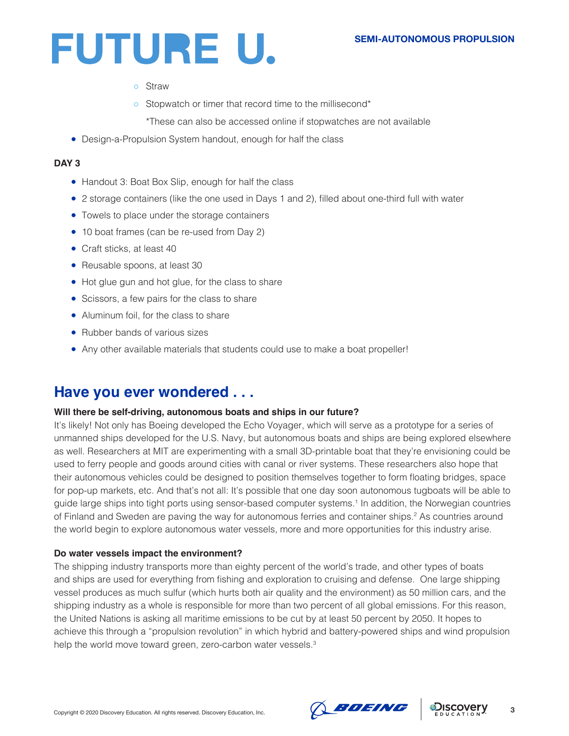- Straw
- Stopwatch or timer that record time to the millisecond*

  *These can also be accessed online if stopwatches are not available

- Design-a-Propulsion System handout, enough for half the class

**DAY 3**

- Handout 3: Boat Box Slip, enough for half the class
- 2 storage containers (like the one used in Days 1 and 2), filled about one-third full with water
- Towels to place under the storage containers
- 10 boat frames (can be re-used from Day 2)
- Craft sticks, at least 40
- Reusable spoons, at least 30
- Hot glue gun and hot glue, for the class to share
- Scissors, a few pairs for the class to share
- Aluminum foil, for the class to share
- Rubber bands of various sizes
- Any other available materials that students could use to make a boat propeller!

## Have you ever wondered . . .

**Will there be self-driving, autonomous boats and ships in our future?**

It's likely! Not only has Boeing developed the Echo Voyager, which will serve as a prototype for a series of unmanned ships developed for the U.S. Navy, but autonomous boats and ships are being explored elsewhere as well. Researchers at MIT are experimenting with a small 3D-printable boat that they're envisioning could be used to ferry people and goods around cities with canal or river systems. These researchers also hope that their autonomous vehicles could be designed to position themselves together to form floating bridges, space for pop-up markets, etc. And that's not all: It's possible that one day soon autonomous tugboats will be able to guide large ships into tight ports using sensor-based computer systems.[1] In addition, the Norwegian countries of Finland and Sweden are paving the way for autonomous ferries and container ships.[2] As countries around the world begin to explore autonomous water vessels, more and more opportunities for this industry arise.

**Do water vessels impact the environment?**

The shipping industry transports more than eighty percent of the world's trade, and other types of boats and ships are used for everything from fishing and exploration to cruising and defense. One large shipping vessel produces as much sulfur (which hurts both air quality and the environment) as 50 million cars, and the shipping industry as a whole is responsible for more than two percent of all global emissions. For this reason, the United Nations is asking all maritime emissions to be cut by at least 50 percent by 2050. It hopes to achieve this through a "propulsion revolution" in which hybrid and battery-powered ships and wind propulsion help the world move toward green, zero-carbon water vessels.[3]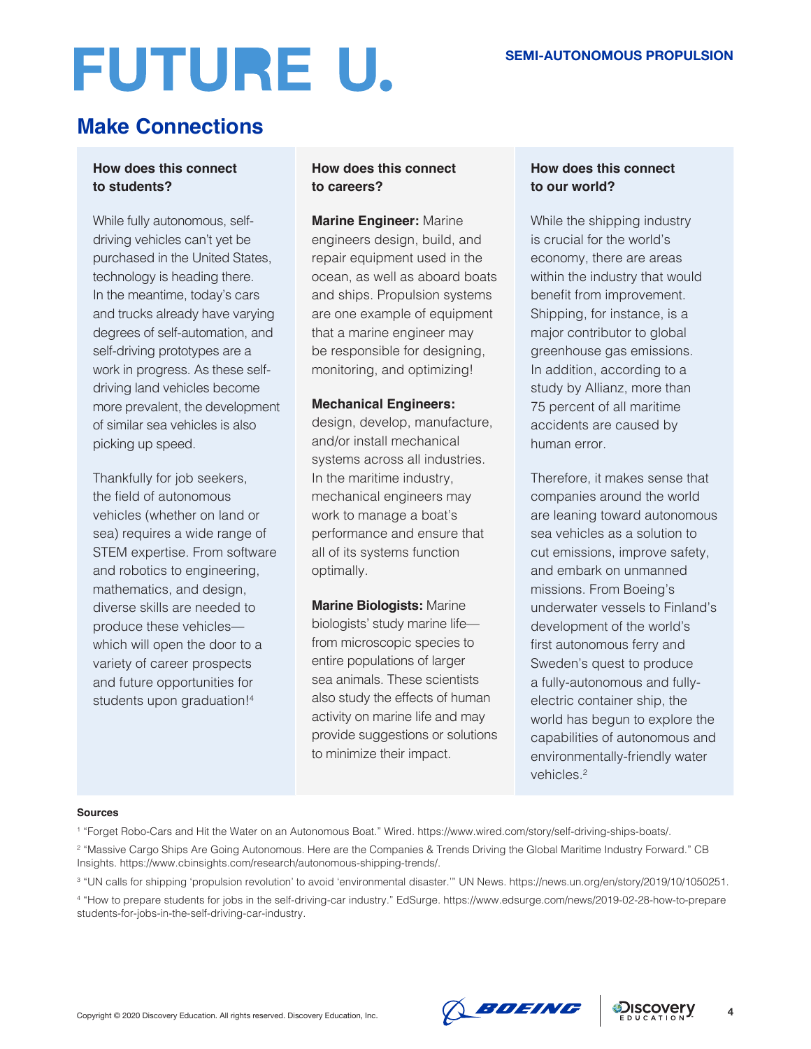# FUTURE U.

SEMI-AUTONOMOUS PROPULSION

## Make Connections

### How does this connect to students?

While fully autonomous, self-driving vehicles can't yet be purchased in the United States, technology is heading there. In the meantime, today's cars and trucks already have varying degrees of self-automation, and self-driving prototypes are a work in progress. As these self-driving land vehicles become more prevalent, the development of similar sea vehicles is also picking up speed.

Thankfully for job seekers, the field of autonomous vehicles (whether on land or sea) requires a wide range of STEM expertise. From software and robotics to engineering, mathematics, and design, diverse skills are needed to produce these vehicles—which will open the door to a variety of career prospects and future opportunities for students upon graduation![4]

### How does this connect to careers?

**Marine Engineer:** Marine engineers design, build, and repair equipment used in the ocean, as well as aboard boats and ships. Propulsion systems are one example of equipment that a marine engineer may be responsible for designing, monitoring, and optimizing!

**Mechanical Engineers:** design, develop, manufacture, and/or install mechanical systems across all industries. In the maritime industry, mechanical engineers may work to manage a boat's performance and ensure that all of its systems function optimally.

**Marine Biologists:** Marine biologists' study marine life—from microscopic species to entire populations of larger sea animals. These scientists also study the effects of human activity on marine life and may provide suggestions or solutions to minimize their impact.

### How does this connect to our world?

While the shipping industry is crucial for the world's economy, there are areas within the industry that would benefit from improvement. Shipping, for instance, is a major contributor to global greenhouse gas emissions. In addition, according to a study by Allianz, more than 75 percent of all maritime accidents are caused by human error.

Therefore, it makes sense that companies around the world are leaning toward autonomous sea vehicles as a solution to cut emissions, improve safety, and embark on unmanned missions. From Boeing's underwater vessels to Finland's development of the world's first autonomous ferry and Sweden's quest to produce a fully-autonomous and fully-electric container ship, the world has begun to explore the capabilities of autonomous and environmentally-friendly water vehicles.[2]

**Sources**

[1] "Forget Robo-Cars and Hit the Water on an Autonomous Boat." Wired. https://www.wired.com/story/self-driving-ships-boats/.

[2] "Massive Cargo Ships Are Going Autonomous. Here are the Companies & Trends Driving the Global Maritime Industry Forward." CB Insights. https://www.cbinsights.com/research/autonomous-shipping-trends/.

[3] "UN calls for shipping 'propulsion revolution' to avoid 'environmental disaster.'" UN News. https://news.un.org/en/story/2019/10/1050251.

[4] "How to prepare students for jobs in the self-driving-car industry." EdSurge. https://www.edsurge.com/news/2019-02-28-how-to-prepare students-for-jobs-in-the-self-driving-car-industry.

Copyright © 2020 Discovery Education. All rights reserved. Discovery Education, Inc.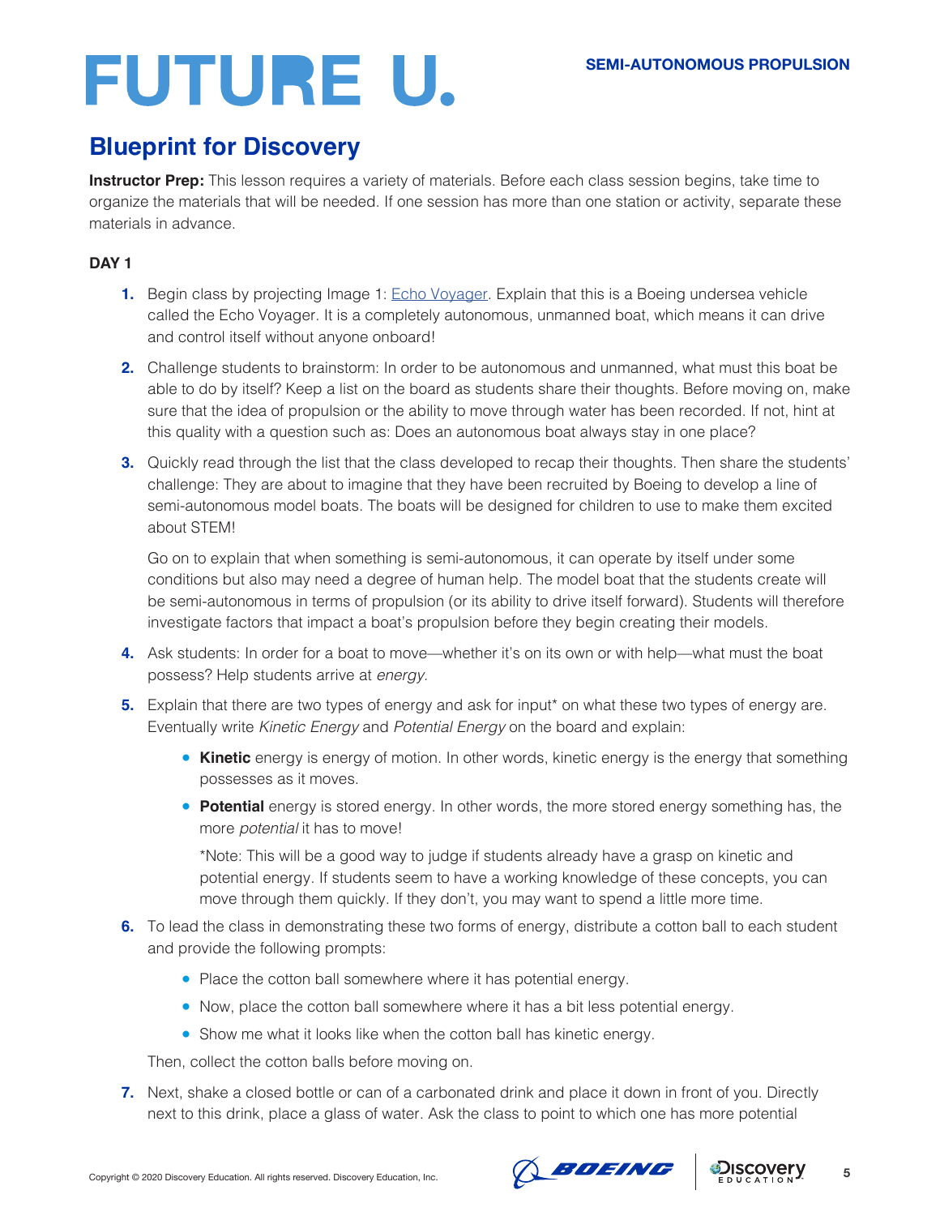## Blueprint for Discovery

**Instructor Prep:** This lesson requires a variety of materials. Before each class session begins, take time to organize the materials that will be needed. If one session has more than one station or activity, separate these materials in advance.

**DAY 1**

1. Begin class by projecting Image 1: [Echo Voyager](). Explain that this is a Boeing undersea vehicle called the Echo Voyager. It is a completely autonomous, unmanned boat, which means it can drive and control itself without anyone onboard!

2. Challenge students to brainstorm: In order to be autonomous and unmanned, what must this boat be able to do by itself? Keep a list on the board as students share their thoughts. Before moving on, make sure that the idea of propulsion or the ability to move through water has been recorded. If not, hint at this quality with a question such as: Does an autonomous boat always stay in one place?

3. Quickly read through the list that the class developed to recap their thoughts. Then share the students' challenge: They are about to imagine that they have been recruited by Boeing to develop a line of semi-autonomous model boats. The boats will be designed for children to use to make them excited about STEM!

   Go on to explain that when something is semi-autonomous, it can operate by itself under some conditions but also may need a degree of human help. The model boat that the students create will be semi-autonomous in terms of propulsion (or its ability to drive itself forward). Students will therefore investigate factors that impact a boat's propulsion before they begin creating their models.

4. Ask students: In order for a boat to move—whether it's on its own or with help—what must the boat possess? Help students arrive at *energy*.

5. Explain that there are two types of energy and ask for input* on what these two types of energy are. Eventually write *Kinetic Energy* and *Potential Energy* on the board and explain:

   - **Kinetic** energy is energy of motion. In other words, kinetic energy is the energy that something possesses as it moves.
   - **Potential** energy is stored energy. In other words, the more stored energy something has, the more *potential* it has to move!

     *Note: This will be a good way to judge if students already have a grasp on kinetic and potential energy. If students seem to have a working knowledge of these concepts, you can move through them quickly. If they don't, you may want to spend a little more time.

6. To lead the class in demonstrating these two forms of energy, distribute a cotton ball to each student and provide the following prompts:

   - Place the cotton ball somewhere where it has potential energy.
   - Now, place the cotton ball somewhere where it has a bit less potential energy.
   - Show me what it looks like when the cotton ball has kinetic energy.

   Then, collect the cotton balls before moving on.

7. Next, shake a closed bottle or can of a carbonated drink and place it down in front of you. Directly next to this drink, place a glass of water. Ask the class to point to which one has more potential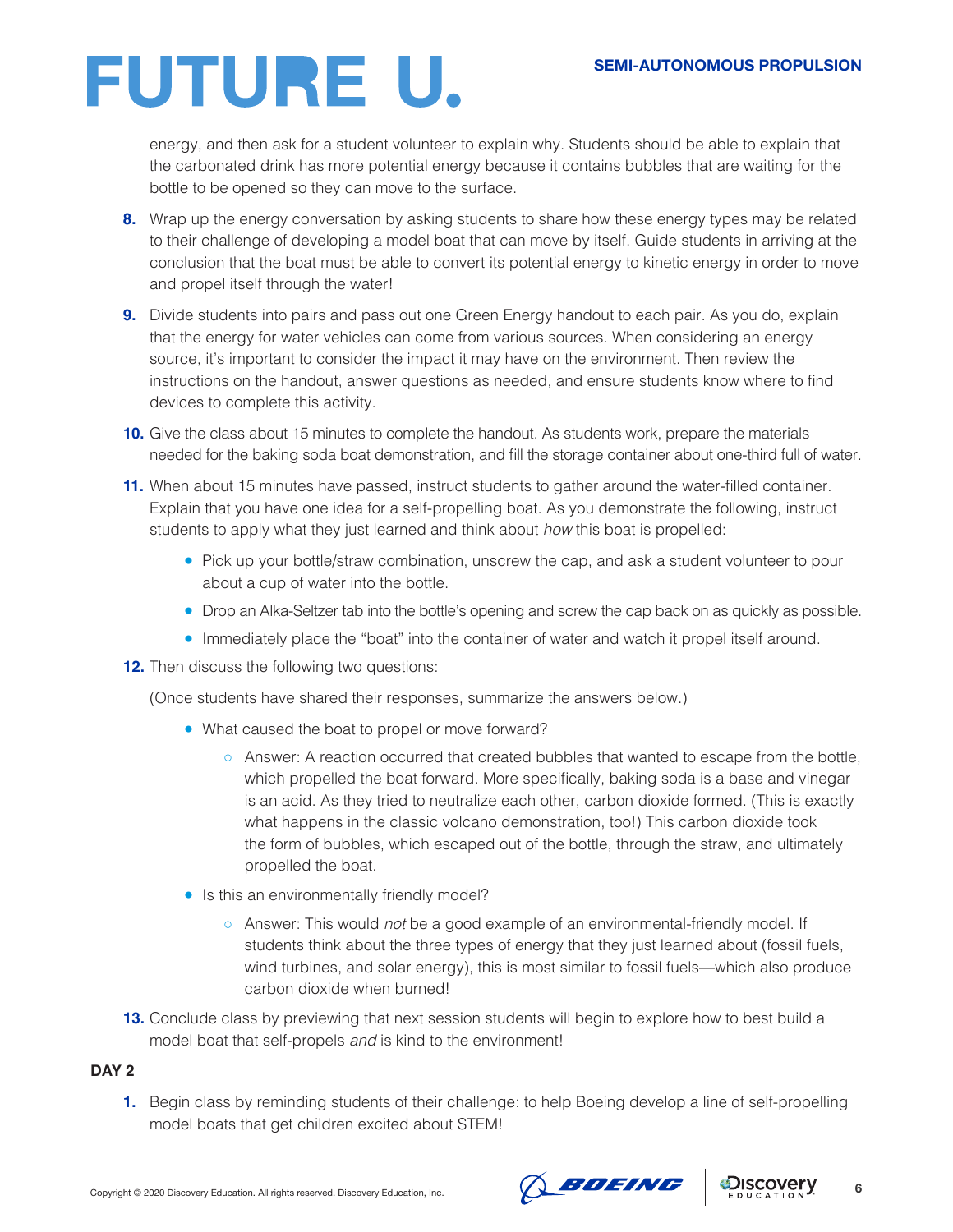energy, and then ask for a student volunteer to explain why. Students should be able to explain that the carbonated drink has more potential energy because it contains bubbles that are waiting for the bottle to be opened so they can move to the surface.

8. Wrap up the energy conversation by asking students to share how these energy types may be related to their challenge of developing a model boat that can move by itself. Guide students in arriving at the conclusion that the boat must be able to convert its potential energy to kinetic energy in order to move and propel itself through the water!

9. Divide students into pairs and pass out one Green Energy handout to each pair. As you do, explain that the energy for water vehicles can come from various sources. When considering an energy source, it's important to consider the impact it may have on the environment. Then review the instructions on the handout, answer questions as needed, and ensure students know where to find devices to complete this activity.

10. Give the class about 15 minutes to complete the handout. As students work, prepare the materials needed for the baking soda boat demonstration, and fill the storage container about one-third full of water.

11. When about 15 minutes have passed, instruct students to gather around the water-filled container. Explain that you have one idea for a self-propelling boat. As you demonstrate the following, instruct students to apply what they just learned and think about *how* this boat is propelled:
    - Pick up your bottle/straw combination, unscrew the cap, and ask a student volunteer to pour about a cup of water into the bottle.
    - Drop an Alka-Seltzer tab into the bottle's opening and screw the cap back on as quickly as possible.
    - Immediately place the "boat" into the container of water and watch it propel itself around.

12. Then discuss the following two questions:

    (Once students have shared their responses, summarize the answers below.)

    - What caused the boat to propel or move forward?
        - Answer: A reaction occurred that created bubbles that wanted to escape from the bottle, which propelled the boat forward. More specifically, baking soda is a base and vinegar is an acid. As they tried to neutralize each other, carbon dioxide formed. (This is exactly what happens in the classic volcano demonstration, too!) This carbon dioxide took the form of bubbles, which escaped out of the bottle, through the straw, and ultimately propelled the boat.
    - Is this an environmentally friendly model?
        - Answer: This would *not* be a good example of an environmental-friendly model. If students think about the three types of energy that they just learned about (fossil fuels, wind turbines, and solar energy), this is most similar to fossil fuels—which also produce carbon dioxide when burned!

13. Conclude class by previewing that next session students will begin to explore how to best build a model boat that self-propels *and* is kind to the environment!

**DAY 2**

1. Begin class by reminding students of their challenge: to help Boeing develop a line of self-propelling model boats that get children excited about STEM!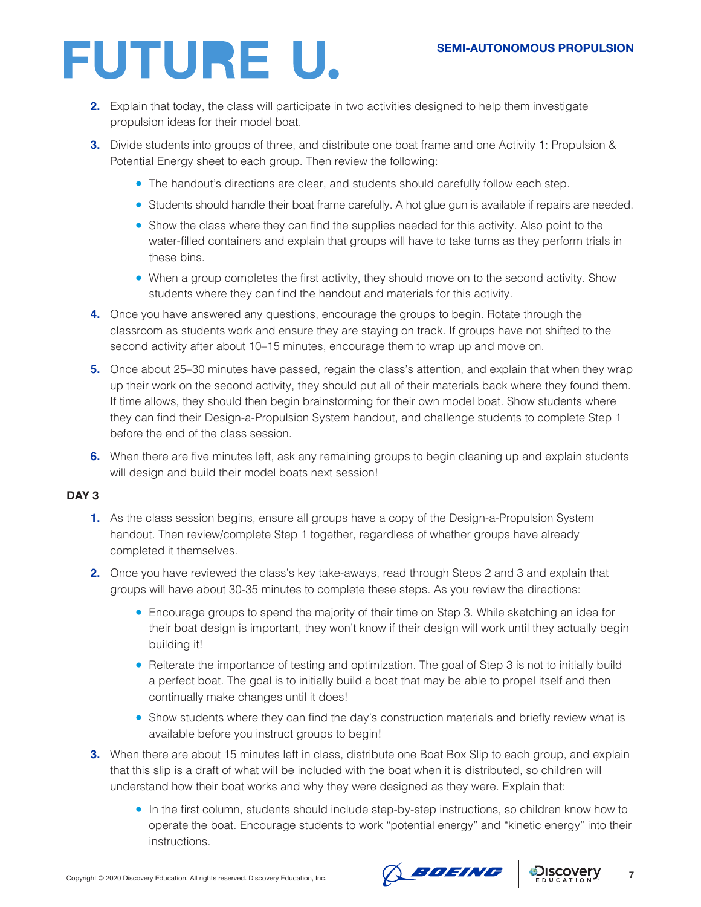2. Explain that today, the class will participate in two activities designed to help them investigate propulsion ideas for their model boat.

3. Divide students into groups of three, and distribute one boat frame and one Activity 1: Propulsion & Potential Energy sheet to each group. Then review the following:
   - The handout's directions are clear, and students should carefully follow each step.
   - Students should handle their boat frame carefully. A hot glue gun is available if repairs are needed.
   - Show the class where they can find the supplies needed for this activity. Also point to the water-filled containers and explain that groups will have to take turns as they perform trials in these bins.
   - When a group completes the first activity, they should move on to the second activity. Show students where they can find the handout and materials for this activity.

4. Once you have answered any questions, encourage the groups to begin. Rotate through the classroom as students work and ensure they are staying on track. If groups have not shifted to the second activity after about 10–15 minutes, encourage them to wrap up and move on.

5. Once about 25–30 minutes have passed, regain the class's attention, and explain that when they wrap up their work on the second activity, they should put all of their materials back where they found them. If time allows, they should then begin brainstorming for their own model boat. Show students where they can find their Design-a-Propulsion System handout, and challenge students to complete Step 1 before the end of the class session.

6. When there are five minutes left, ask any remaining groups to begin cleaning up and explain students will design and build their model boats next session!

**DAY 3**

1. As the class session begins, ensure all groups have a copy of the Design-a-Propulsion System handout. Then review/complete Step 1 together, regardless of whether groups have already completed it themselves.

2. Once you have reviewed the class's key take-aways, read through Steps 2 and 3 and explain that groups will have about 30-35 minutes to complete these steps. As you review the directions:
   - Encourage groups to spend the majority of their time on Step 3. While sketching an idea for their boat design is important, they won't know if their design will work until they actually begin building it!
   - Reiterate the importance of testing and optimization. The goal of Step 3 is not to initially build a perfect boat. The goal is to initially build a boat that may be able to propel itself and then continually make changes until it does!
   - Show students where they can find the day's construction materials and briefly review what is available before you instruct groups to begin!

3. When there are about 15 minutes left in class, distribute one Boat Box Slip to each group, and explain that this slip is a draft of what will be included with the boat when it is distributed, so children will understand how their boat works and why they were designed as they were. Explain that:
   - In the first column, students should include step-by-step instructions, so children know how to operate the boat. Encourage students to work "potential energy" and "kinetic energy" into their instructions.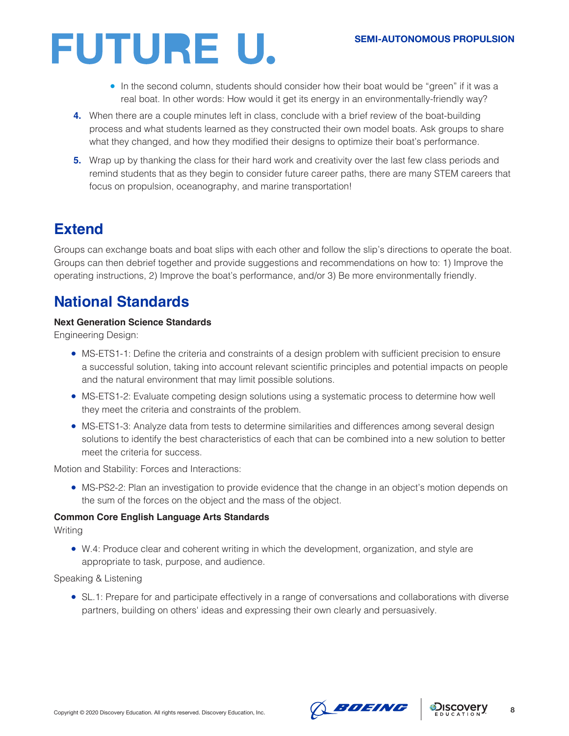- In the second column, students should consider how their boat would be "green" if it was a real boat. In other words: How would it get its energy in an environmentally-friendly way?

4. When there are a couple minutes left in class, conclude with a brief review of the boat-building process and what students learned as they constructed their own model boats. Ask groups to share what they changed, and how they modified their designs to optimize their boat's performance.
5. Wrap up by thanking the class for their hard work and creativity over the last few class periods and remind students that as they begin to consider future career paths, there are many STEM careers that focus on propulsion, oceanography, and marine transportation!

## Extend

Groups can exchange boats and boat slips with each other and follow the slip's directions to operate the boat. Groups can then debrief together and provide suggestions and recommendations on how to: 1) Improve the operating instructions, 2) Improve the boat's performance, and/or 3) Be more environmentally friendly.

## National Standards

**Next Generation Science Standards**

Engineering Design:

- MS-ETS1-1: Define the criteria and constraints of a design problem with sufficient precision to ensure a successful solution, taking into account relevant scientific principles and potential impacts on people and the natural environment that may limit possible solutions.
- MS-ETS1-2: Evaluate competing design solutions using a systematic process to determine how well they meet the criteria and constraints of the problem.
- MS-ETS1-3: Analyze data from tests to determine similarities and differences among several design solutions to identify the best characteristics of each that can be combined into a new solution to better meet the criteria for success.

Motion and Stability: Forces and Interactions:

- MS-PS2-2: Plan an investigation to provide evidence that the change in an object's motion depends on the sum of the forces on the object and the mass of the object.

**Common Core English Language Arts Standards**

Writing

- W.4: Produce clear and coherent writing in which the development, organization, and style are appropriate to task, purpose, and audience.

Speaking & Listening

- SL.1: Prepare for and participate effectively in a range of conversations and collaborations with diverse partners, building on others' ideas and expressing their own clearly and persuasively.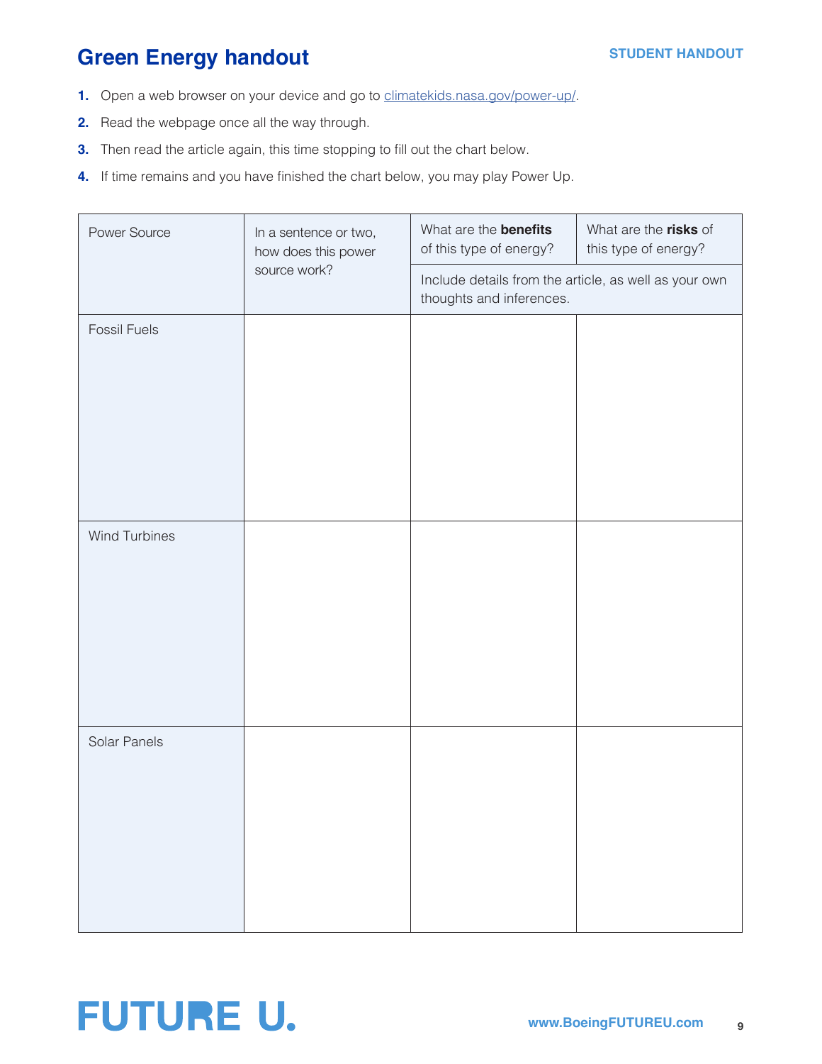# Green Energy handout

1. Open a web browser on your device and go to climatekids.nasa.gov/power-up/.
2. Read the webpage once all the way through.
3. Then read the article again, this time stopping to fill out the chart below.
4. If time remains and you have finished the chart below, you may play Power Up.

| Power Source | In a sentence or two, how does this power source work? | What are the **benefits** of this type of energy? | What are the **risks** of this type of energy? |
|---|---|---|---|
| | | Include details from the article, as well as your own thoughts and inferences. | |
| Fossil Fuels | | | |
| Wind Turbines | | | |
| Solar Panels | | | |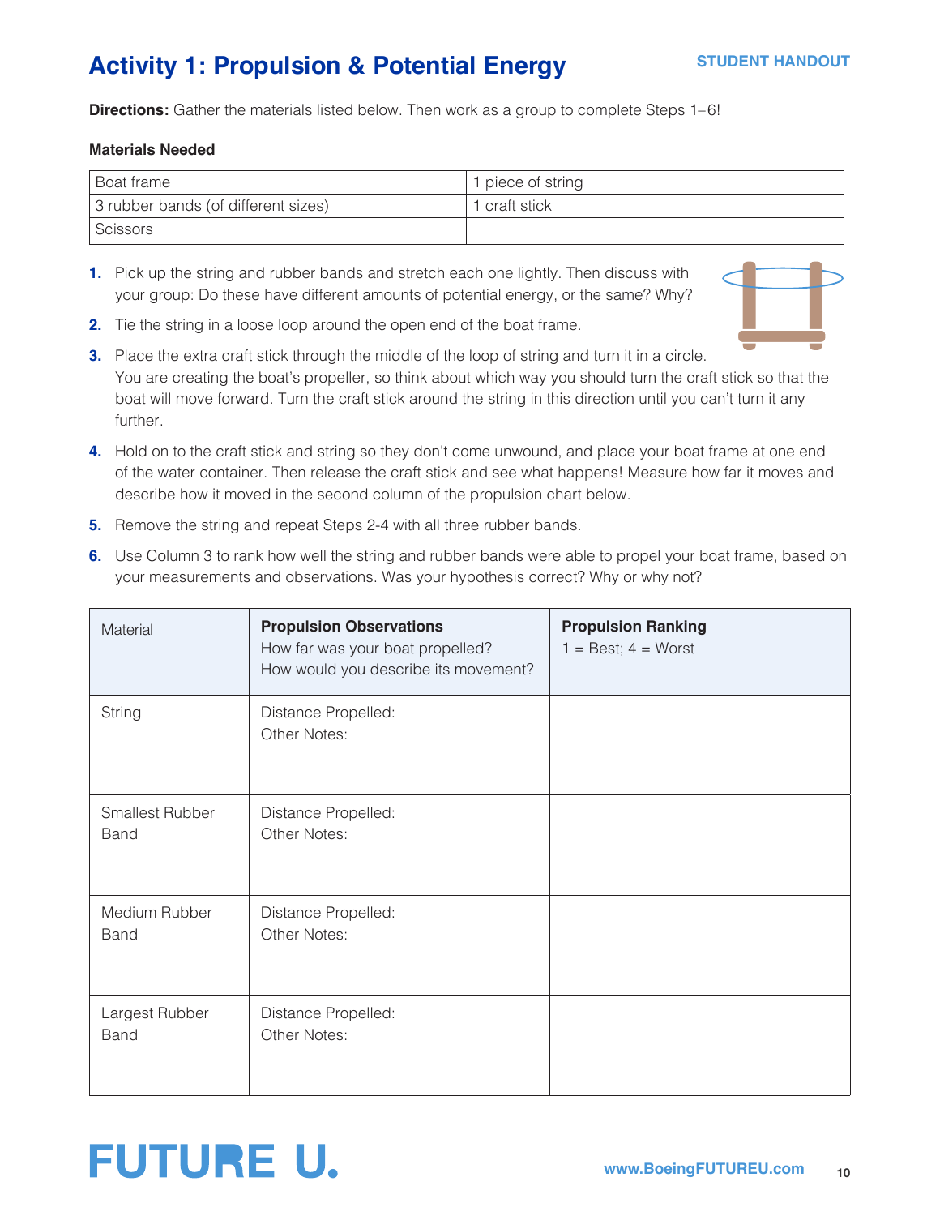# Activity 1: Propulsion & Potential Energy

STUDENT HANDOUT

**Directions:** Gather the materials listed below. Then work as a group to complete Steps 1–6!

**Materials Needed**

| Boat frame | 1 piece of string |
|---|---|
| 3 rubber bands (of different sizes) | 1 craft stick |
| Scissors | |

1. Pick up the string and rubber bands and stretch each one lightly. Then discuss with your group: Do these have different amounts of potential energy, or the same? Why?
2. Tie the string in a loose loop around the open end of the boat frame.
3. Place the extra craft stick through the middle of the loop of string and turn it in a circle. You are creating the boat's propeller, so think about which way you should turn the craft stick so that the boat will move forward. Turn the craft stick around the string in this direction until you can't turn it any further.
4. Hold on to the craft stick and string so they don't come unwound, and place your boat frame at one end of the water container. Then release the craft stick and see what happens! Measure how far it moves and describe how it moved in the second column of the propulsion chart below.
5. Remove the string and repeat Steps 2-4 with all three rubber bands.
6. Use Column 3 to rank how well the string and rubber bands were able to propel your boat frame, based on your measurements and observations. Was your hypothesis correct? Why or why not?

| Material | **Propulsion Observations** How far was your boat propelled? How would you describe its movement? | **Propulsion Ranking** 1 = Best; 4 = Worst |
|---|---|---|
| String | Distance Propelled: Other Notes: | |
| Smallest Rubber Band | Distance Propelled: Other Notes: | |
| Medium Rubber Band | Distance Propelled: Other Notes: | |
| Largest Rubber Band | Distance Propelled: Other Notes: | |

FUTURE U.

www.BoeingFUTUREU.com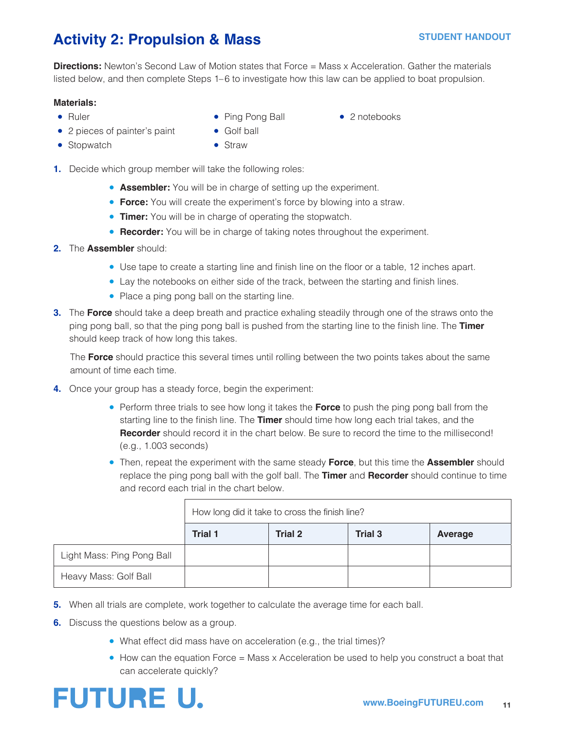# Activity 2: Propulsion & Mass

STUDENT HANDOUT

**Directions:** Newton's Second Law of Motion states that Force = Mass x Acceleration. Gather the materials listed below, and then complete Steps 1–6 to investigate how this law can be applied to boat propulsion.

**Materials:**

- Ruler
- 2 pieces of painter's paint
- Stopwatch
- Ping Pong Ball
- Golf ball
- Straw
- 2 notebooks

1. Decide which group member will take the following roles:
   - **Assembler:** You will be in charge of setting up the experiment.
   - **Force:** You will create the experiment's force by blowing into a straw.
   - **Timer:** You will be in charge of operating the stopwatch.
   - **Recorder:** You will be in charge of taking notes throughout the experiment.
2. The **Assembler** should:
   - Use tape to create a starting line and finish line on the floor or a table, 12 inches apart.
   - Lay the notebooks on either side of the track, between the starting and finish lines.
   - Place a ping pong ball on the starting line.
3. The **Force** should take a deep breath and practice exhaling steadily through one of the straws onto the ping pong ball, so that the ping pong ball is pushed from the starting line to the finish line. The **Timer** should keep track of how long this takes.

   The **Force** should practice this several times until rolling between the two points takes about the same amount of time each time.
4. Once your group has a steady force, begin the experiment:
   - Perform three trials to see how long it takes the **Force** to push the ping pong ball from the starting line to the finish line. The **Timer** should time how long each trial takes, and the **Recorder** should record it in the chart below. Be sure to record the time to the millisecond! (e.g., 1.003 seconds)
   - Then, repeat the experiment with the same steady **Force**, but this time the **Assembler** should replace the ping pong ball with the golf ball. The **Timer** and **Recorder** should continue to time and record each trial in the chart below.

| | How long did it take to cross the finish line? | | | |
|---|---|---|---|---|
| | **Trial 1** | **Trial 2** | **Trial 3** | **Average** |
| Light Mass: Ping Pong Ball | | | | |
| Heavy Mass: Golf Ball | | | | |

5. When all trials are complete, work together to calculate the average time for each ball.
6. Discuss the questions below as a group.
   - What effect did mass have on acceleration (e.g., the trial times)?
   - How can the equation Force = Mass x Acceleration be used to help you construct a boat that can accelerate quickly?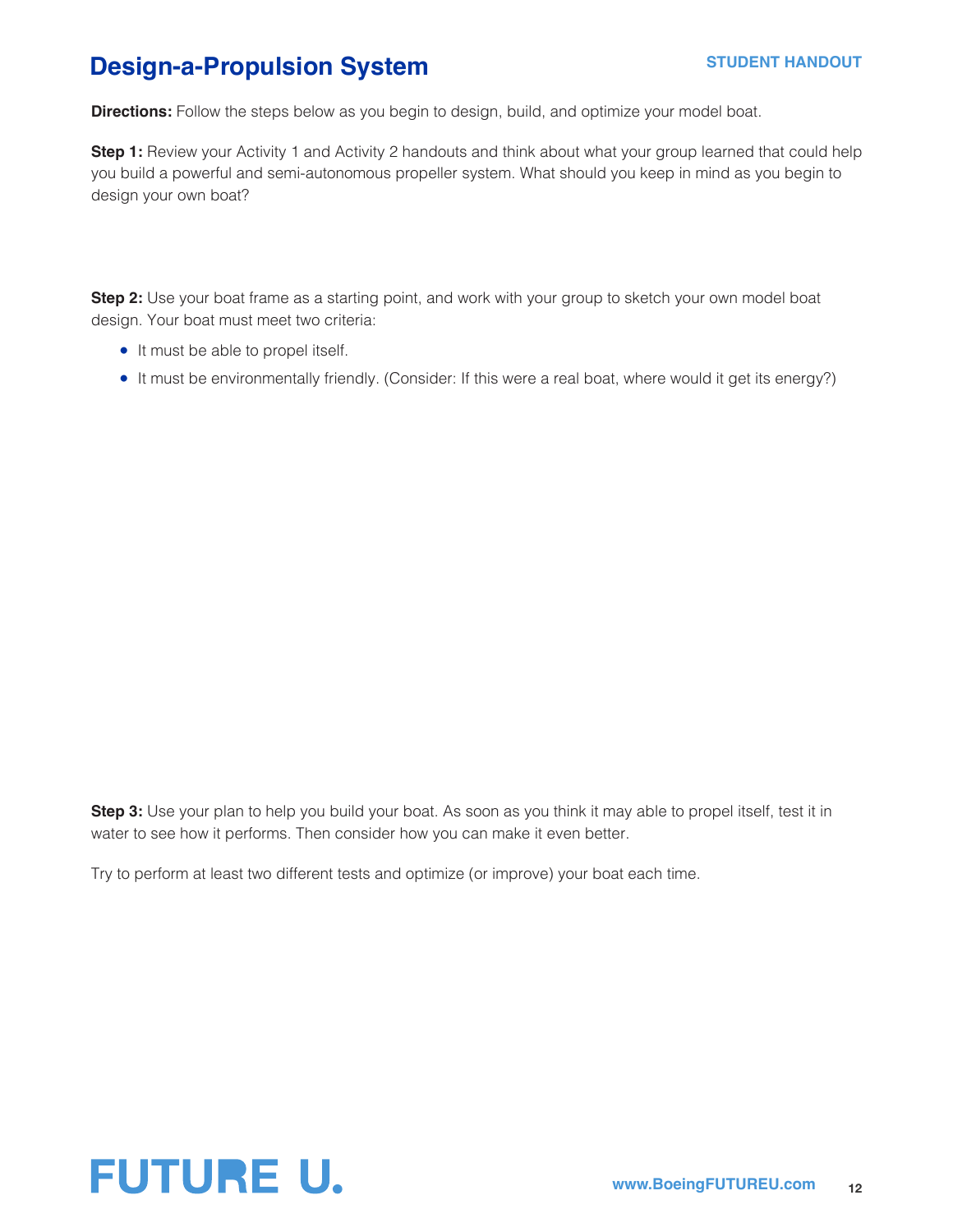# Design-a-Propulsion System

**STUDENT HANDOUT**

**Directions:** Follow the steps below as you begin to design, build, and optimize your model boat.

**Step 1:** Review your Activity 1 and Activity 2 handouts and think about what your group learned that could help you build a powerful and semi-autonomous propeller system. What should you keep in mind as you begin to design your own boat?

**Step 2:** Use your boat frame as a starting point, and work with your group to sketch your own model boat design. Your boat must meet two criteria:

- It must be able to propel itself.
- It must be environmentally friendly. (Consider: If this were a real boat, where would it get its energy?)

**Step 3:** Use your plan to help you build your boat. As soon as you think it may able to propel itself, test it in water to see how it performs. Then consider how you can make it even better.

Try to perform at least two different tests and optimize (or improve) your boat each time.

FUTURE U.

www.BoeingFUTUREU.com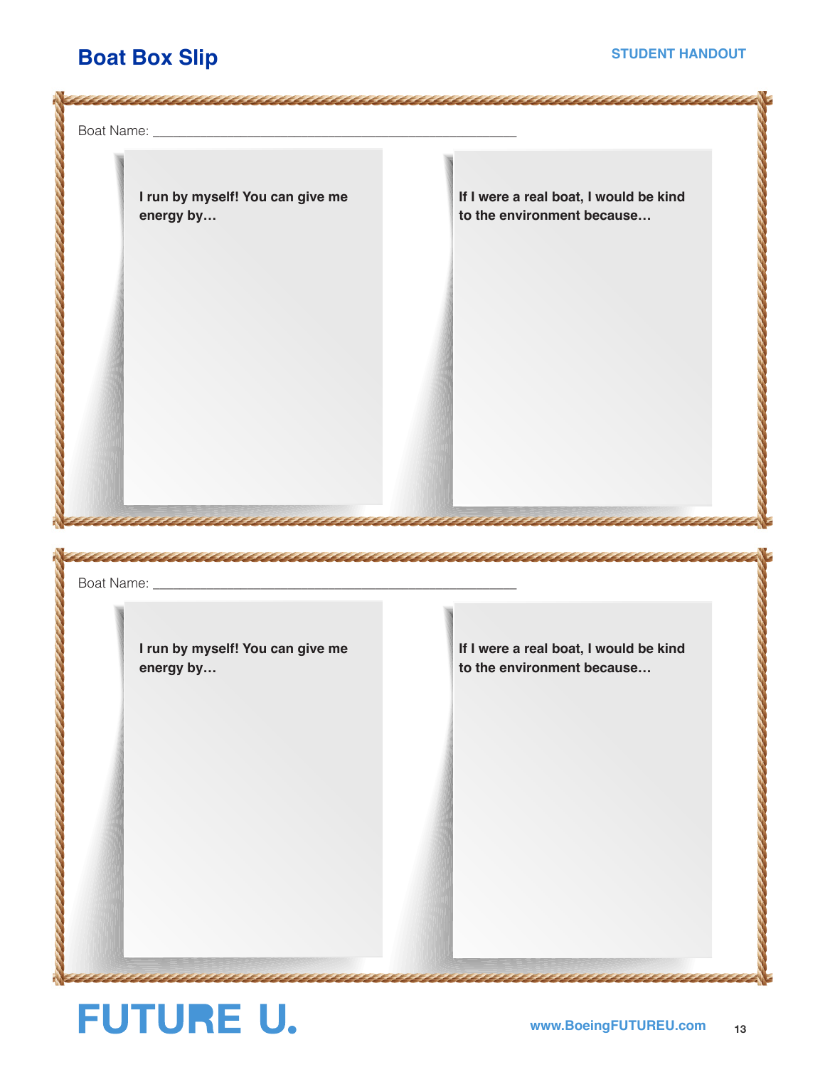## Boat Box Slip

STUDENT HANDOUT

Boat Name: ______________________________________________

**I run by myself! You can give me energy by…**

**If I were a real boat, I would be kind to the environment because…**

Boat Name: ______________________________________________

**I run by myself! You can give me energy by…**

**If I were a real boat, I would be kind to the environment because…**

FUTURE U.

www.BoeingFUTUREU.com